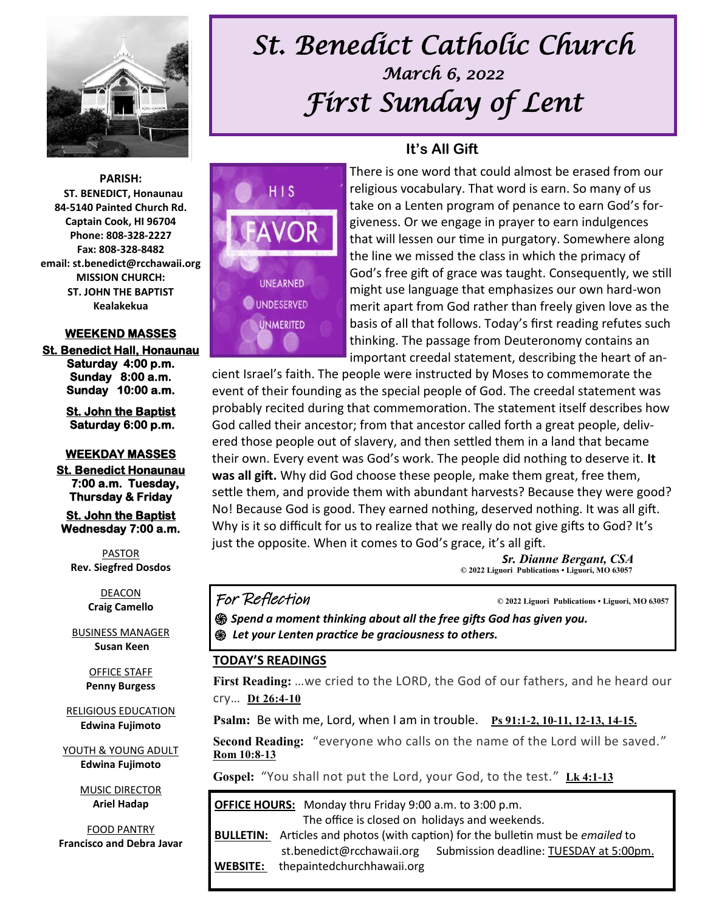# St. Benedict Catholic Church

*March 6, 2022*

# First Sunday of Lent

**PARISH:**
**ST. BENEDICT, Honaunau**
**84-5140 Painted Church Rd.**
**Captain Cook, HI 96704**
**Phone: 808-328-2227**
**Fax: 808-328-8482**
**email: st.benedict@rcchawaii.org**
**MISSION CHURCH:**
**ST. JOHN THE BAPTIST**
**Kealakekua**

**WEEKEND MASSES**

**St. Benedict Hall, Honaunau**
**Saturday 4:00 p.m.**
**Sunday 8:00 a.m.**
**Sunday 10:00 a.m.**

**St. John the Baptist**
**Saturday 6:00 p.m.**

**WEEKDAY MASSES**

**St. Benedict Honaunau**
**7:00 a.m. Tuesday, Thursday & Friday**

**St. John the Baptist**
**Wednesday 7:00 a.m.**

PASTOR
**Rev. Siegfred Dosdos**

DEACON
**Craig Camello**

BUSINESS MANAGER
**Susan Keen**

OFFICE STAFF
**Penny Burgess**

RELIGIOUS EDUCATION
**Edwina Fujimoto**

YOUTH & YOUNG ADULT
**Edwina Fujimoto**

MUSIC DIRECTOR
**Ariel Hadap**

FOOD PANTRY
**Francisco and Debra Javar**

## It's All Gift

HIS FAVOR
UNEARNED
UNDESERVED
UNMERITED

There is one word that could almost be erased from our religious vocabulary. That word is earn. So many of us take on a Lenten program of penance to earn God's forgiveness. Or we engage in prayer to earn indulgences that will lessen our time in purgatory. Somewhere along the line we missed the class in which the primacy of God's free gift of grace was taught. Consequently, we still might use language that emphasizes our own hard-won merit apart from God rather than freely given love as the basis of all that follows. Today's first reading refutes such thinking. The passage from Deuteronomy contains an important creedal statement, describing the heart of ancient Israel's faith. The people were instructed by Moses to commemorate the event of their founding as the special people of God. The creedal statement was probably recited during that commemoration. The statement itself describes how God called their ancestor; from that ancestor called forth a great people, delivered those people out of slavery, and then settled them in a land that became their own. Every event was God's work. The people did nothing to deserve it. **It was all gift.** Why did God choose these people, make them great, free them, settle them, and provide them with abundant harvests? Because they were good? No! Because God is good. They earned nothing, deserved nothing. It was all gift. Why is it so difficult for us to realize that we really do not give gifts to God? It's just the opposite. When it comes to God's grace, it's all gift.

*Sr. Dianne Bergant, CSA*
© 2022 Liguori Publications • Liguori, MO 63057

## For Reflection

© 2022 Liguori Publications • Liguori, MO 63057

- ***Spend a moment thinking about all the free gifts God has given you.***
- ***Let your Lenten practice be graciousness to others.***

## TODAY'S READINGS

**First Reading:** …we cried to the LORD, the God of our fathers, and he heard our cry… **Dt 26:4-10**

**Psalm:** Be with me, Lord, when I am in trouble. **Ps 91:1-2, 10-11, 12-13, 14-15.**

**Second Reading:** "everyone who calls on the name of the Lord will be saved." **Rom 10:8-13**

**Gospel:** "You shall not put the Lord, your God, to the test." **Lk 4:1-13**

**OFFICE HOURS:** Monday thru Friday 9:00 a.m. to 3:00 p.m.
The office is closed on holidays and weekends.

**BULLETIN:** Articles and photos (with caption) for the bulletin must be *emailed* to st.benedict@rcchawaii.org Submission deadline: TUESDAY at 5:00pm.

**WEBSITE:** thepaintedchurchhawaii.org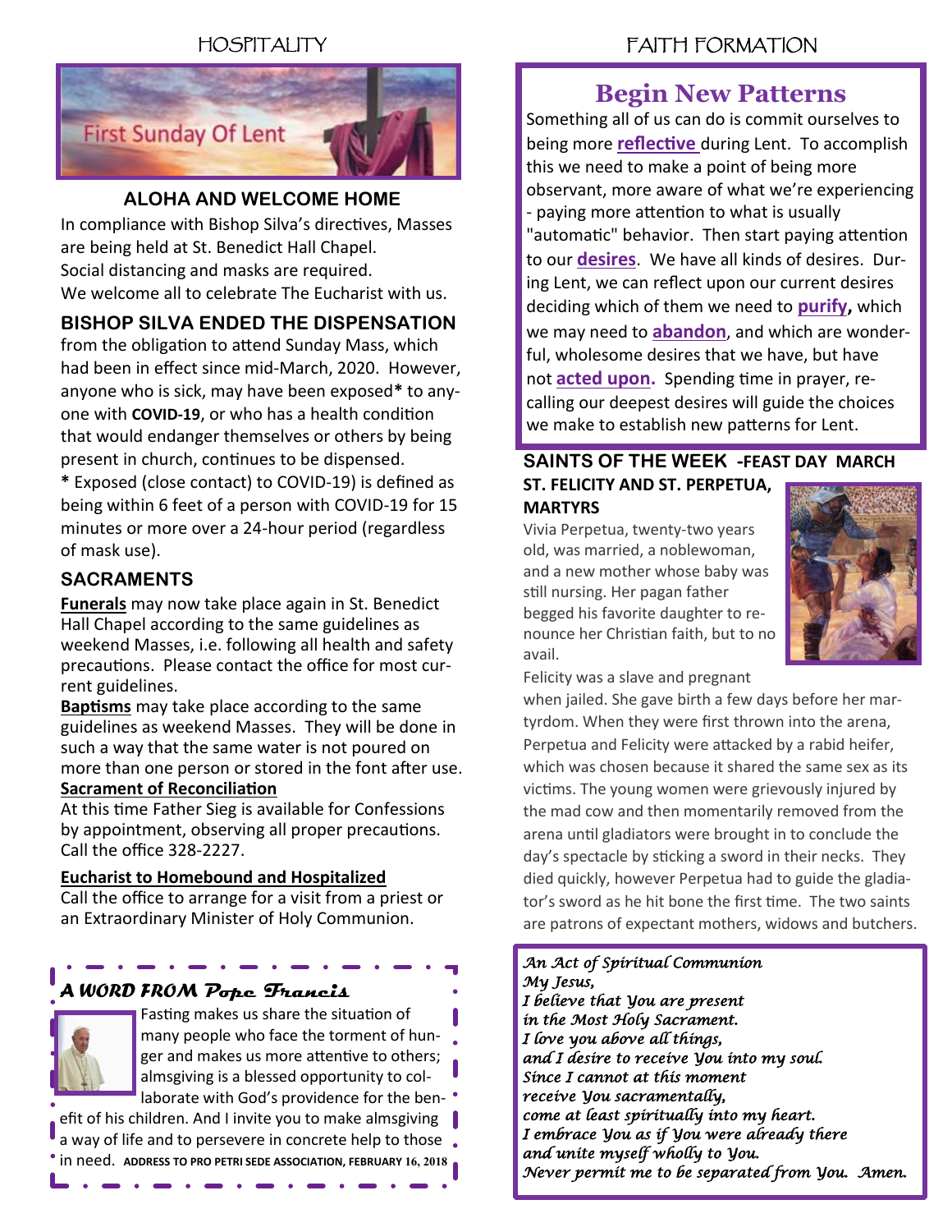## HOSPITALITY

First Sunday Of Lent

### ALOHA AND WELCOME HOME

In compliance with Bishop Silva's directives, Masses are being held at St. Benedict Hall Chapel.
Social distancing and masks are required.
We welcome all to celebrate The Eucharist with us.

### BISHOP SILVA ENDED THE DISPENSATION

from the obligation to attend Sunday Mass, which had been in effect since mid-March, 2020. However, anyone who is sick, may have been exposed* to anyone with **COVID-19**, or who has a health condition that would endanger themselves or others by being present in church, continues to be dispensed.

* Exposed (close contact) to COVID-19) is defined as being within 6 feet of a person with COVID-19 for 15 minutes or more over a 24-hour period (regardless of mask use).

### SACRAMENTS

**Funerals** may now take place again in St. Benedict Hall Chapel according to the same guidelines as weekend Masses, i.e. following all health and safety precautions. Please contact the office for most current guidelines.

**Baptisms** may take place according to the same guidelines as weekend Masses. They will be done in such a way that the same water is not poured on more than one person or stored in the font after use.

**Sacrament of Reconciliation**

At this time Father Sieg is available for Confessions by appointment, observing all proper precautions. Call the office 328-2227.

**Eucharist to Homebound and Hospitalized**

Call the office to arrange for a visit from a priest or an Extraordinary Minister of Holy Communion.

### *A WORD FROM Pope Francis*

Fasting makes us share the situation of many people who face the torment of hunger and makes us more attentive to others; almsgiving is a blessed opportunity to collaborate with God's providence for the benefit of his children. And I invite you to make almsgiving a way of life and to persevere in concrete help to those in need. ADDRESS TO PRO PETRI SEDE ASSOCIATION, FEBRUARY 16, 2018

## FAITH FORMATION

### Begin New Patterns

Something all of us can do is commit ourselves to being more **reflective** during Lent. To accomplish this we need to make a point of being more observant, more aware of what we're experiencing - paying more attention to what is usually "automatic" behavior. Then start paying attention to our **desires**. We have all kinds of desires. During Lent, we can reflect upon our current desires deciding which of them we need to **purify**, which we may need to **abandon**, and which are wonderful, wholesome desires that we have, but have not **acted upon.** Spending time in prayer, recalling our deepest desires will guide the choices we make to establish new patterns for Lent.

### SAINTS OF THE WEEK -FEAST DAY MARCH

**ST. FELICITY AND ST. PERPETUA, MARTYRS**

Vivia Perpetua, twenty-two years old, was married, a noblewoman, and a new mother whose baby was still nursing. Her pagan father begged his favorite daughter to renounce her Christian faith, but to no avail.

Felicity was a slave and pregnant when jailed. She gave birth a few days before her martyrdom. When they were first thrown into the arena, Perpetua and Felicity were attacked by a rabid heifer, which was chosen because it shared the same sex as its victims. The young women were grievously injured by the mad cow and then momentarily removed from the arena until gladiators were brought in to conclude the day's spectacle by sticking a sword in their necks. They died quickly, however Perpetua had to guide the gladiator's sword as he hit bone the first time. The two saints are patrons of expectant mothers, widows and butchers.

*An Act of Spiritual Communion*
*My Jesus,*
*I believe that You are present*
*in the Most Holy Sacrament.*
*I love you above all things,*
*and I desire to receive You into my soul.*
*Since I cannot at this moment*
*receive You sacramentally,*
*come at least spiritually into my heart.*
*I embrace You as if You were already there*
*and unite myself wholly to You.*
*Never permit me to be separated from You. Amen.*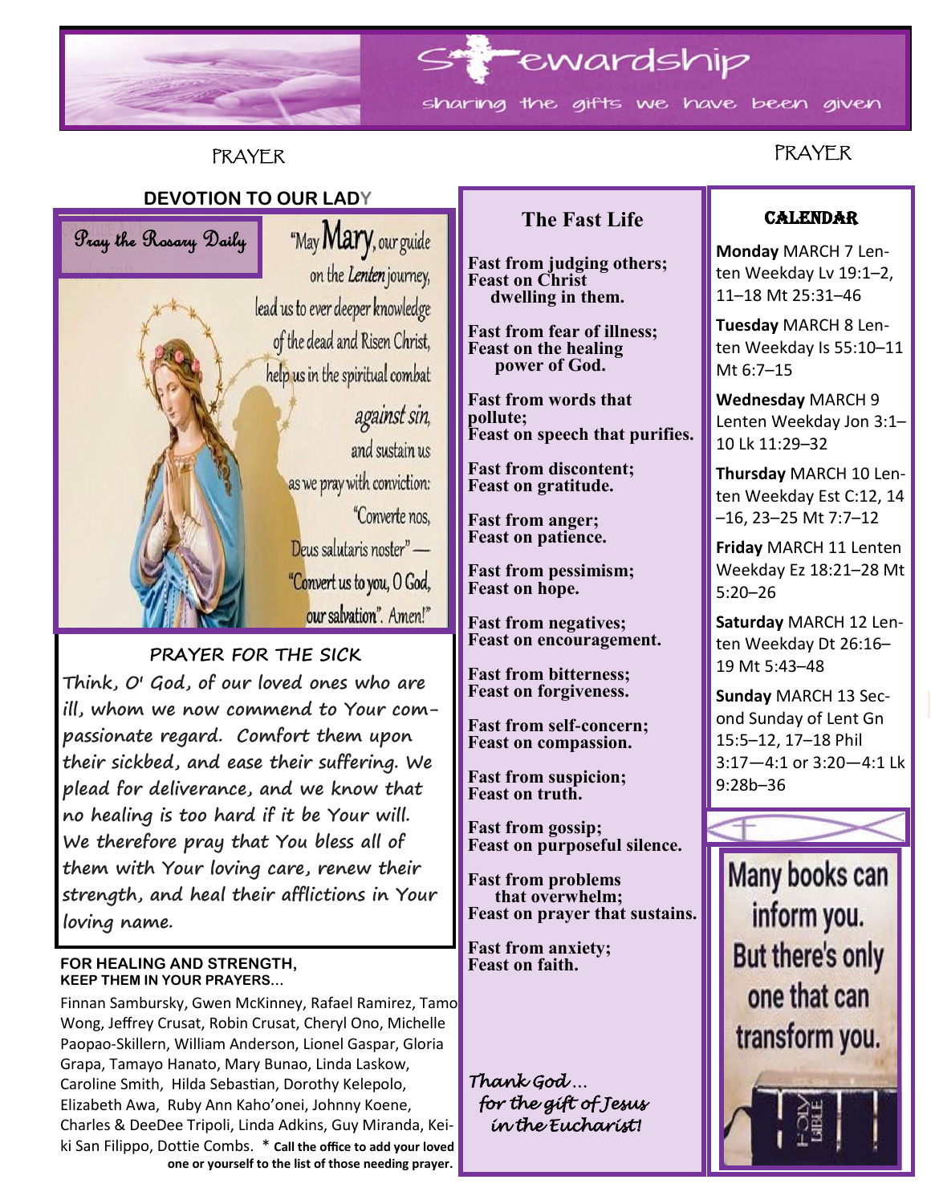# Stewardship

sharing the gifts we have been given

PRAYER

PRAYER

## DEVOTION TO OUR LADY

**Pray the Rosary Daily**

"May Mary, our guide on the Lenten journey, lead us to ever deeper knowledge of the dead and Risen Christ, help us in the spiritual combat against sin, and sustain us as we pray with conviction: "Converte nos, Deus salutaris noster" — "Convert us to you, O God, our salvation". Amen!"

## PRAYER FOR THE SICK

**Think, O' God, of our loved ones who are ill, whom we now commend to Your compassionate regard. Comfort them upon their sickbed, and ease their suffering. We plead for deliverance, and we know that no healing is too hard if it be Your will. We therefore pray that You bless all of them with Your loving care, renew their strength, and heal their afflictions in Your loving name.**

**FOR HEALING AND STRENGTH, KEEP THEM IN YOUR PRAYERS...**

Finnan Sambursky, Gwen McKinney, Rafael Ramirez, Tamo Wong, Jeffrey Crusat, Robin Crusat, Cheryl Ono, Michelle Paopao-Skillern, William Anderson, Lionel Gaspar, Gloria Grapa, Tamayo Hanato, Mary Bunao, Linda Laskow, Caroline Smith, Hilda Sebastian, Dorothy Kelepolo, Elizabeth Awa, Ruby Ann Kaho'onei, Johnny Koene, Charles & DeeDee Tripoli, Linda Adkins, Guy Miranda, Keiki San Filippo, Dottie Combs. * **Call the office to add your loved one or yourself to the list of those needing prayer.**

## The Fast Life

**Fast from judging others;
Feast on Christ dwelling in them.**

**Fast from fear of illness;
Feast on the healing power of God.**

**Fast from words that pollute;
Feast on speech that purifies.**

**Fast from discontent;
Feast on gratitude.**

**Fast from anger;
Feast on patience.**

**Fast from pessimism;
Feast on hope.**

**Fast from negatives;
Feast on encouragement.**

**Fast from bitterness;
Feast on forgiveness.**

**Fast from self-concern;
Feast on compassion.**

**Fast from suspicion;
Feast on truth.**

**Fast from gossip;
Feast on purposeful silence.**

**Fast from problems that overwhelm;
Feast on prayer that sustains.**

**Fast from anxiety;
Feast on faith.**

*Thank God… for the gift of Jesus in the Eucharist!*

## CALENDAR

**Monday** MARCH 7 Lenten Weekday Lv 19:1–2, 11–18 Mt 25:31–46

**Tuesday** MARCH 8 Lenten Weekday Is 55:10–11 Mt 6:7–15

**Wednesday** MARCH 9 Lenten Weekday Jon 3:1–10 Lk 11:29–32

**Thursday** MARCH 10 Lenten Weekday Est C:12, 14–16, 23–25 Mt 7:7–12

**Friday** MARCH 11 Lenten Weekday Ez 18:21–28 Mt 5:20–26

**Saturday** MARCH 12 Lenten Weekday Dt 26:16–19 Mt 5:43–48

**Sunday** MARCH 13 Second Sunday of Lent Gn 15:5–12, 17–18 Phil 3:17—4:1 or 3:20—4:1 Lk 9:28b–36

Many books can inform you. But there's only one that can transform you.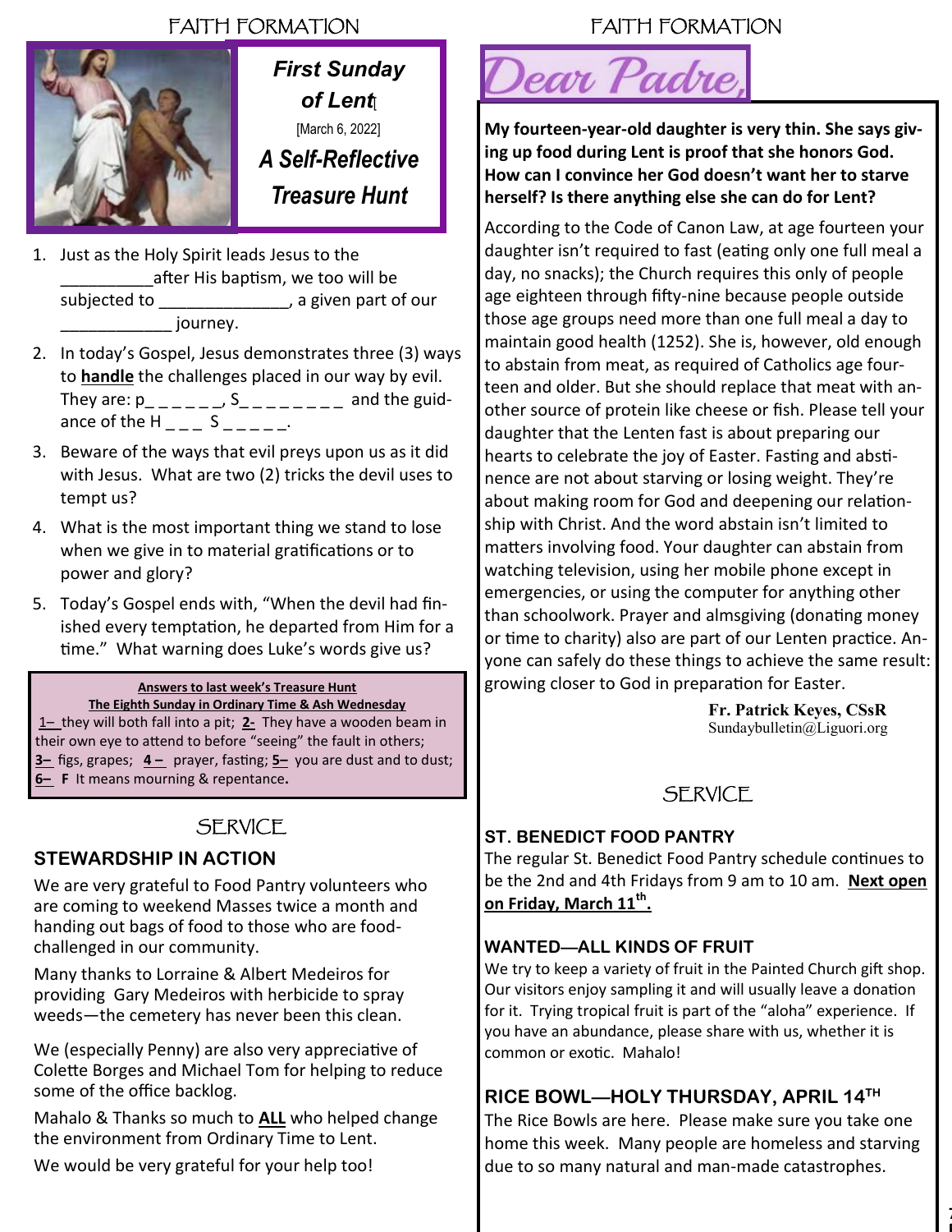# FAITH FORMATION

***First Sunday of Lent***

[March 6, 2022]

***A Self-Reflective Treasure Hunt***

1. Just as the Holy Spirit leads Jesus to the __________after His baptism, we too will be subjected to ______________, a given part of our ____________ journey.
2. In today's Gospel, Jesus demonstrates three (3) ways to **handle** the challenges placed in our way by evil. They are: p_ _ _ _ _ _, S_ _ _ _ _ _ _ _ and the guidance of the H _ _ _ S _ _ _ _ _.
3. Beware of the ways that evil preys upon us as it did with Jesus. What are two (2) tricks the devil uses to tempt us?
4. What is the most important thing we stand to lose when we give in to material gratifications or to power and glory?
5. Today's Gospel ends with, "When the devil had finished every temptation, he departed from Him for a time." What warning does Luke's words give us?

**Answers to last week's Treasure Hunt**
**The Eighth Sunday in Ordinary Time & Ash Wednesday**
1– they will both fall into a pit; **2-** They have a wooden beam in their own eye to attend to before "seeing" the fault in others; **3–** figs, grapes; **4 –** prayer, fasting; **5–** you are dust and to dust; **6–** **F** It means mourning & repentance**.**

# FAITH FORMATION

## Dear Padre,

**My fourteen-year-old daughter is very thin. She says giving up food during Lent is proof that she honors God. How can I convince her God doesn't want her to starve herself? Is there anything else she can do for Lent?**

According to the Code of Canon Law, at age fourteen your daughter isn't required to fast (eating only one full meal a day, no snacks); the Church requires this only of people age eighteen through fifty-nine because people outside those age groups need more than one full meal a day to maintain good health (1252). She is, however, old enough to abstain from meat, as required of Catholics age fourteen and older. But she should replace that meat with another source of protein like cheese or fish. Please tell your daughter that the Lenten fast is about preparing our hearts to celebrate the joy of Easter. Fasting and abstinence are not about starving or losing weight. They're about making room for God and deepening our relationship with Christ. And the word abstain isn't limited to matters involving food. Your daughter can abstain from watching television, using her mobile phone except in emergencies, or using the computer for anything other than schoolwork. Prayer and almsgiving (donating money or time to charity) also are part of our Lenten practice. Anyone can safely do these things to achieve the same result: growing closer to God in preparation for Easter.

**Fr. Patrick Keyes, CSsR**
Sundaybulletin@Liguori.org

# SERVICE

## STEWARDSHIP IN ACTION

We are very grateful to Food Pantry volunteers who are coming to weekend Masses twice a month and handing out bags of food to those who are food-challenged in our community.

Many thanks to Lorraine & Albert Medeiros for providing Gary Medeiros with herbicide to spray weeds—the cemetery has never been this clean.

We (especially Penny) are also very appreciative of Colette Borges and Michael Tom for helping to reduce some of the office backlog.

Mahalo & Thanks so much to **ALL** who helped change the environment from Ordinary Time to Lent.

We would be very grateful for your help too!

# SERVICE

## ST. BENEDICT FOOD PANTRY

The regular St. Benedict Food Pantry schedule continues to be the 2nd and 4th Fridays from 9 am to 10 am. **Next open on Friday, March 11th.**

## WANTED—ALL KINDS OF FRUIT

We try to keep a variety of fruit in the Painted Church gift shop. Our visitors enjoy sampling it and will usually leave a donation for it. Trying tropical fruit is part of the "aloha" experience. If you have an abundance, please share with us, whether it is common or exotic. Mahalo!

## RICE BOWL—HOLY THURSDAY, APRIL 14TH

The Rice Bowls are here. Please make sure you take one home this week. Many people are homeless and starving due to so many natural and man-made catastrophes.